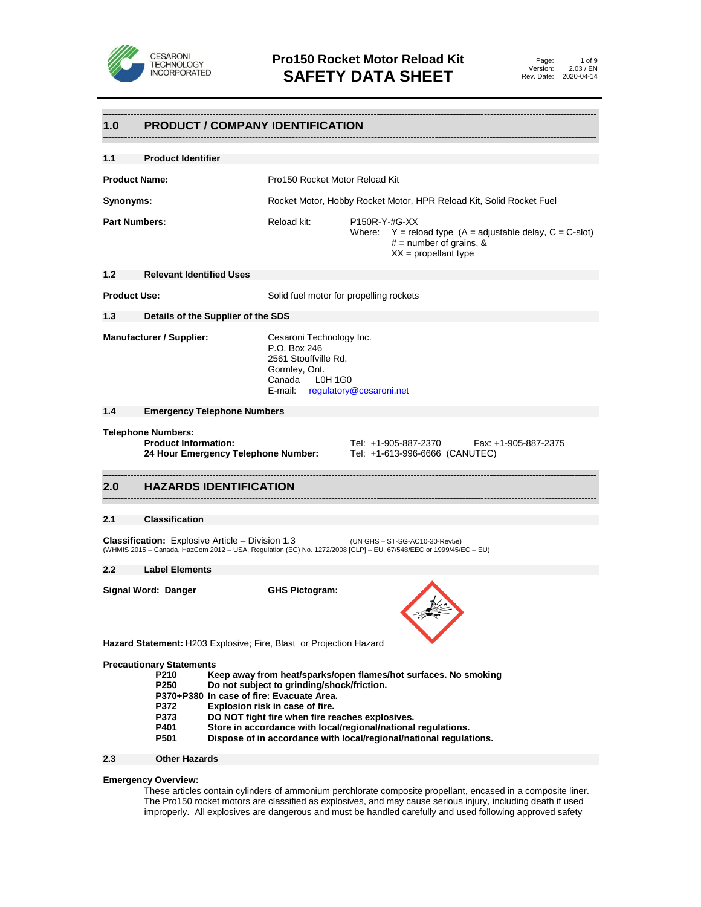# Pro150 Rocket Motor Reload Kit
# SAFETY DATA SHEET

Page: 1 of 9
Version: 2.03 / EN
Rev. Date: 2020-04-14

## 1.0 PRODUCT / COMPANY IDENTIFICATION

### 1.1 Product Identifier

**Product Name:** Pro150 Rocket Motor Reload Kit

**Synonyms:** Rocket Motor, Hobby Rocket Motor, HPR Reload Kit, Solid Rocket Fuel

**Part Numbers:** Reload kit: P150R-Y-#G-XX
Where: Y = reload type (A = adjustable delay, C = C-slot)
# = number of grains, &
XX = propellant type

### 1.2 Relevant Identified Uses

**Product Use:** Solid fuel motor for propelling rockets

### 1.3 Details of the Supplier of the SDS

**Manufacturer / Supplier:**
Cesaroni Technology Inc.
P.O. Box 246
2561 Stouffville Rd.
Gormley, Ont.
Canada L0H 1G0
E-mail: regulatory@cesaroni.net

### 1.4 Emergency Telephone Numbers

**Telephone Numbers:**
**Product Information:** Tel: +1-905-887-2370 Fax: +1-905-887-2375
**24 Hour Emergency Telephone Number:** Tel: +1-613-996-6666 (CANUTEC)

## 2.0 HAZARDS IDENTIFICATION

### 2.1 Classification

**Classification:** Explosive Article – Division 1.3 (UN GHS – ST-SG-AC10-30-Rev5e)
(WHMIS 2015 – Canada, HazCom 2012 – USA, Regulation (EC) No. 1272/2008 [CLP] – EU, 67/548/EEC or 1999/45/EC – EU)

### 2.2 Label Elements

**Signal Word: Danger**

**GHS Pictogram:**

**Hazard Statement:** H203 Explosive; Fire, Blast or Projection Hazard

**Precautionary Statements**

- **P210** Keep away from heat/sparks/open flames/hot surfaces. No smoking
- **P250** Do not subject to grinding/shock/friction.
- **P370+P380** In case of fire: Evacuate Area.
- **P372** Explosion risk in case of fire.
- **P373** DO NOT fight fire when fire reaches explosives.
- **P401** Store in accordance with local/regional/national regulations.
- **P501** Dispose of in accordance with local/regional/national regulations.

### 2.3 Other Hazards

**Emergency Overview:**
These articles contain cylinders of ammonium perchlorate composite propellant, encased in a composite liner. The Pro150 rocket motors are classified as explosives, and may cause serious injury, including death if used improperly. All explosives are dangerous and must be handled carefully and used following approved safety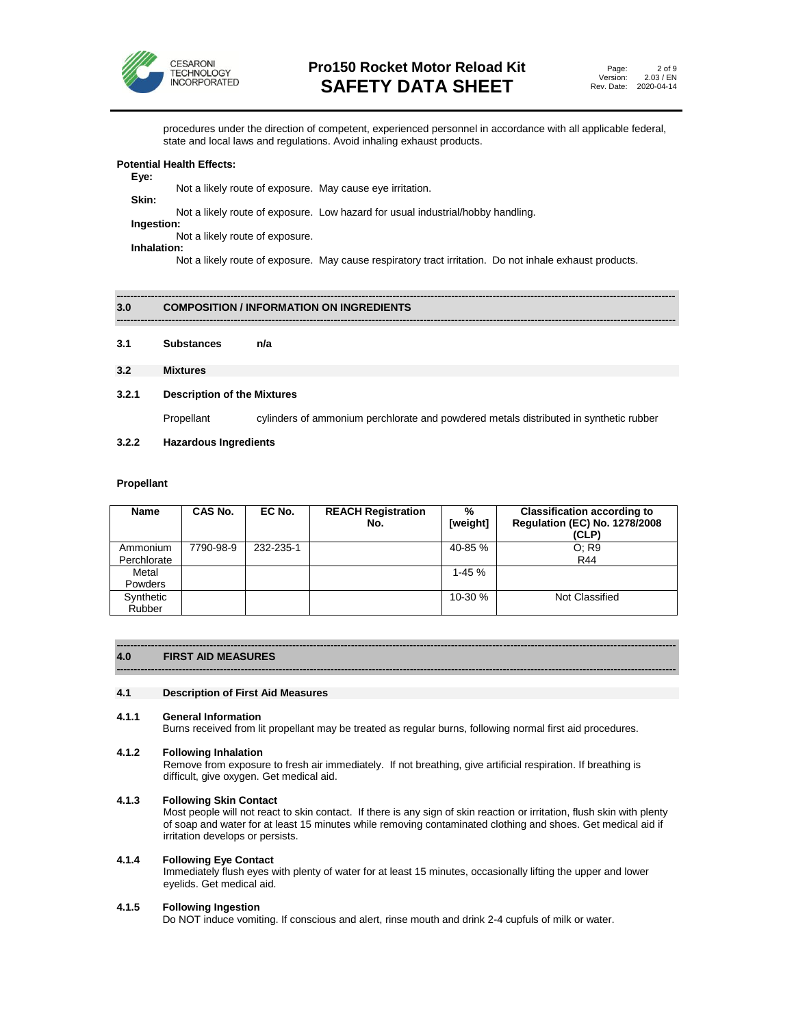procedures under the direction of competent, experienced personnel in accordance with all applicable federal, state and local laws and regulations. Avoid inhaling exhaust products.

**Potential Health Effects:**

**Eye:**

Not a likely route of exposure. May cause eye irritation.

**Skin:**

Not a likely route of exposure. Low hazard for usual industrial/hobby handling.

**Ingestion:**

Not a likely route of exposure.

**Inhalation:**

Not a likely route of exposure. May cause respiratory tract irritation. Do not inhale exhaust products.

## 3.0 COMPOSITION / INFORMATION ON INGREDIENTS

### 3.1 Substances n/a

### 3.2 Mixtures

#### 3.2.1 Description of the Mixtures

Propellant — cylinders of ammonium perchlorate and powdered metals distributed in synthetic rubber

#### 3.2.2 Hazardous Ingredients

**Propellant**

| Name | CAS No. | EC No. | REACH Registration No. | % [weight] | Classification according to Regulation (EC) No. 1278/2008 (CLP) |
|---|---|---|---|---|---|
| Ammonium Perchlorate | 7790-98-9 | 232-235-1 | | 40-85 % | O; R9<br>R44 |
| Metal Powders | | | | 1-45 % | |
| Synthetic Rubber | | | | 10-30 % | Not Classified |

## 4.0 FIRST AID MEASURES

### 4.1 Description of First Aid Measures

#### 4.1.1 General Information

Burns received from lit propellant may be treated as regular burns, following normal first aid procedures.

#### 4.1.2 Following Inhalation

Remove from exposure to fresh air immediately. If not breathing, give artificial respiration. If breathing is difficult, give oxygen. Get medical aid.

#### 4.1.3 Following Skin Contact

Most people will not react to skin contact. If there is any sign of skin reaction or irritation, flush skin with plenty of soap and water for at least 15 minutes while removing contaminated clothing and shoes. Get medical aid if irritation develops or persists.

#### 4.1.4 Following Eye Contact

Immediately flush eyes with plenty of water for at least 15 minutes, occasionally lifting the upper and lower eyelids. Get medical aid.

#### 4.1.5 Following Ingestion

Do NOT induce vomiting. If conscious and alert, rinse mouth and drink 2-4 cupfuls of milk or water.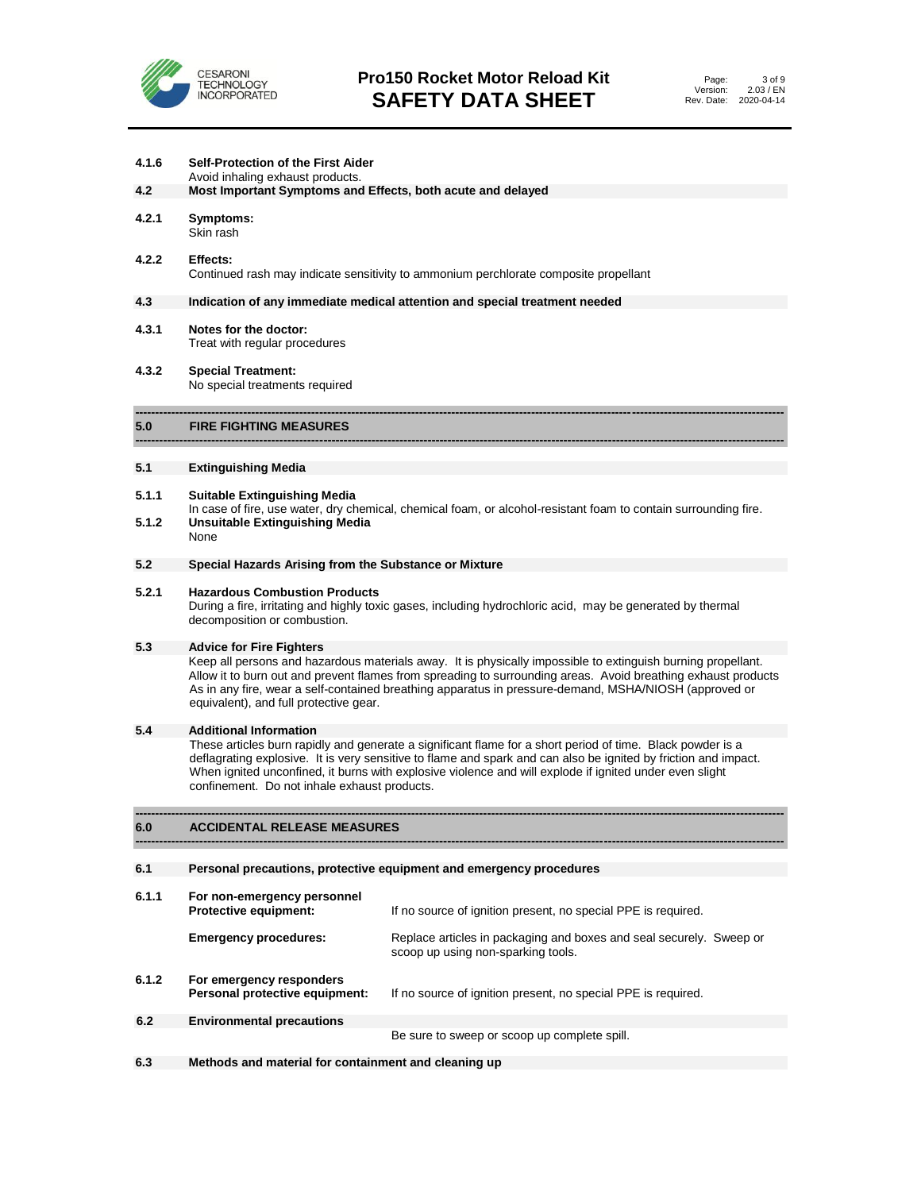**4.1.6 Self-Protection of the First Aider**

Avoid inhaling exhaust products.

**4.2 Most Important Symptoms and Effects, both acute and delayed**

**4.2.1 Symptoms:**

Skin rash

**4.2.2 Effects:**

Continued rash may indicate sensitivity to ammonium perchlorate composite propellant

**4.3 Indication of any immediate medical attention and special treatment needed**

**4.3.1 Notes for the doctor:**

Treat with regular procedures

**4.3.2 Special Treatment:**

No special treatments required

## 5.0 FIRE FIGHTING MEASURES

**5.1 Extinguishing Media**

**5.1.1 Suitable Extinguishing Media**

In case of fire, use water, dry chemical, chemical foam, or alcohol-resistant foam to contain surrounding fire.

**5.1.2 Unsuitable Extinguishing Media**

None

**5.2 Special Hazards Arising from the Substance or Mixture**

**5.2.1 Hazardous Combustion Products**

During a fire, irritating and highly toxic gases, including hydrochloric acid, may be generated by thermal decomposition or combustion.

**5.3 Advice for Fire Fighters**

Keep all persons and hazardous materials away. It is physically impossible to extinguish burning propellant. Allow it to burn out and prevent flames from spreading to surrounding areas. Avoid breathing exhaust products As in any fire, wear a self-contained breathing apparatus in pressure-demand, MSHA/NIOSH (approved or equivalent), and full protective gear.

**5.4 Additional Information**

These articles burn rapidly and generate a significant flame for a short period of time. Black powder is a deflagrating explosive. It is very sensitive to flame and spark and can also be ignited by friction and impact. When ignited unconfined, it burns with explosive violence and will explode if ignited under even slight confinement. Do not inhale exhaust products.

## 6.0 ACCIDENTAL RELEASE MEASURES

**6.1 Personal precautions, protective equipment and emergency procedures**

**6.1.1 For non-emergency personnel**

| | |
|---|---|
| **Protective equipment:** | If no source of ignition present, no special PPE is required. |
| **Emergency procedures:** | Replace articles in packaging and boxes and seal securely. Sweep or scoop up using non-sparking tools. |

**6.1.2 For emergency responders**

| | |
|---|---|
| **Personal protective equipment:** | If no source of ignition present, no special PPE is required. |

**6.2 Environmental precautions**

Be sure to sweep or scoop up complete spill.

**6.3 Methods and material for containment and cleaning up**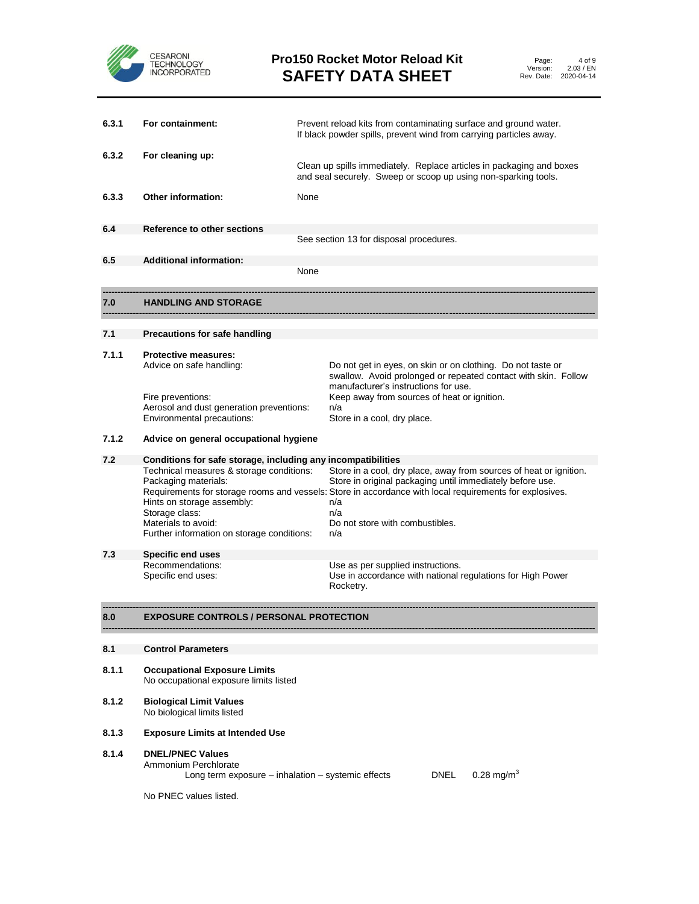**6.3.1 For containment:** Prevent reload kits from contaminating surface and ground water. If black powder spills, prevent wind from carrying particles away.

**6.3.2 For cleaning up:** Clean up spills immediately. Replace articles in packaging and boxes and seal securely. Sweep or scoop up using non-sparking tools.

**6.3.3 Other information:** None

**6.4 Reference to other sections**

See section 13 for disposal procedures.

**6.5 Additional information:**

None

## 7.0 HANDLING AND STORAGE

### 7.1 Precautions for safe handling

**7.1.1 Protective measures:**

| | |
|---|---|
| Advice on safe handling: | Do not get in eyes, on skin or on clothing. Do not taste or swallow. Avoid prolonged or repeated contact with skin. Follow manufacturer's instructions for use. |
| Fire preventions: | Keep away from sources of heat or ignition. |
| Aerosol and dust generation preventions: | n/a |
| Environmental precautions: | Store in a cool, dry place. |

**7.1.2 Advice on general occupational hygiene**

### 7.2 Conditions for safe storage, including any incompatibilities

| | |
|---|---|
| Technical measures & storage conditions: | Store in a cool, dry place, away from sources of heat or ignition. |
| Packaging materials: | Store in original packaging until immediately before use. |
| Requirements for storage rooms and vessels: | Store in accordance with local requirements for explosives. |
| Hints on storage assembly: | n/a |
| Storage class: | n/a |
| Materials to avoid: | Do not store with combustibles. |
| Further information on storage conditions: | n/a |

### 7.3 Specific end uses

| | |
|---|---|
| Recommendations: | Use as per supplied instructions. |
| Specific end uses: | Use in accordance with national regulations for High Power Rocketry. |

## 8.0 EXPOSURE CONTROLS / PERSONAL PROTECTION

### 8.1 Control Parameters

**8.1.1 Occupational Exposure Limits**

No occupational exposure limits listed

**8.1.2 Biological Limit Values**

No biological limits listed

**8.1.3 Exposure Limits at Intended Use**

**8.1.4 DNEL/PNEC Values**

Ammonium Perchlorate

Long term exposure – inhalation – systemic effects DNEL 0.28 mg/m$^3$

No PNEC values listed.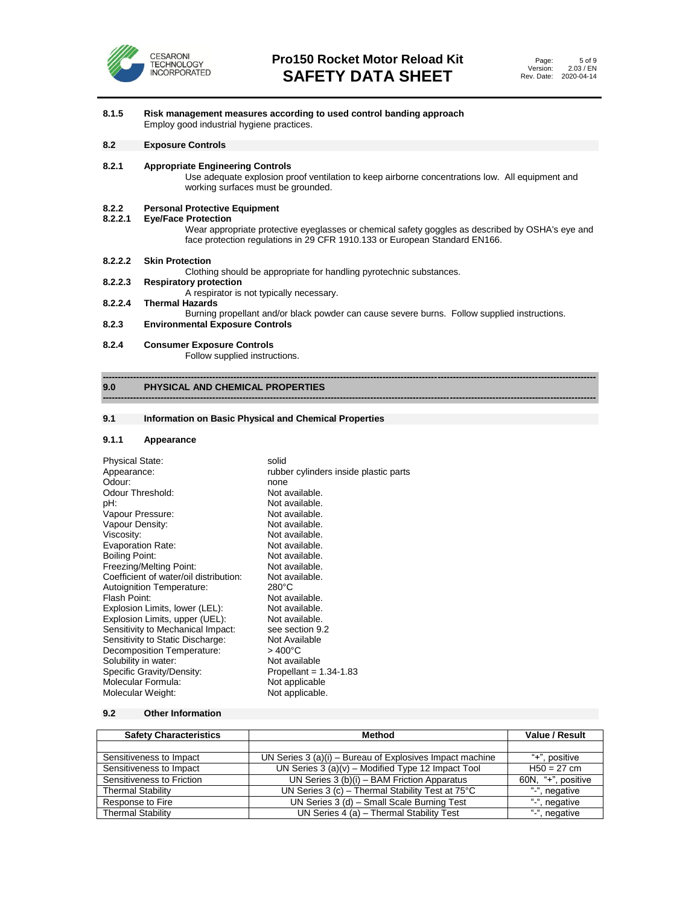**8.1.5 Risk management measures according to used control banding approach**

Employ good industrial hygiene practices.

## 8.2 Exposure Controls

**8.2.1 Appropriate Engineering Controls**

Use adequate explosion proof ventilation to keep airborne concentrations low. All equipment and working surfaces must be grounded.

**8.2.2 Personal Protective Equipment**

**8.2.2.1 Eye/Face Protection**

Wear appropriate protective eyeglasses or chemical safety goggles as described by OSHA's eye and face protection regulations in 29 CFR 1910.133 or European Standard EN166.

**8.2.2.2 Skin Protection**

Clothing should be appropriate for handling pyrotechnic substances.

**8.2.2.3 Respiratory protection**

A respirator is not typically necessary.

**8.2.2.4 Thermal Hazards**

Burning propellant and/or black powder can cause severe burns. Follow supplied instructions.

**8.2.3 Environmental Exposure Controls**

**8.2.4 Consumer Exposure Controls**

Follow supplied instructions.

# 9.0 PHYSICAL AND CHEMICAL PROPERTIES

## 9.1 Information on Basic Physical and Chemical Properties

### 9.1.1 Appearance

| | |
|---|---|
| Physical State: | solid |
| Appearance: | rubber cylinders inside plastic parts |
| Odour: | none |
| Odour Threshold: | Not available. |
| pH: | Not available. |
| Vapour Pressure: | Not available. |
| Vapour Density: | Not available. |
| Viscosity: | Not available. |
| Evaporation Rate: | Not available. |
| Boiling Point: | Not available. |
| Freezing/Melting Point: | Not available. |
| Coefficient of water/oil distribution: | Not available. |
| Autoignition Temperature: | 280°C |
| Flash Point: | Not available. |
| Explosion Limits, lower (LEL): | Not available. |
| Explosion Limits, upper (UEL): | Not available. |
| Sensitivity to Mechanical Impact: | see section 9.2 |
| Sensitivity to Static Discharge: | Not Available |
| Decomposition Temperature: | > 400°C |
| Solubility in water: | Not available |
| Specific Gravity/Density: | Propellant = 1.34-1.83 |
| Molecular Formula: | Not applicable |
| Molecular Weight: | Not applicable. |

## 9.2 Other Information

| Safety Characteristics | Method | Value / Result |
|---|---|---|
| | | |
| Sensitiveness to Impact | UN Series 3 (a)(i) – Bureau of Explosives Impact machine | "+", positive |
| Sensitiveness to Impact | UN Series 3 (a)(v) – Modified Type 12 Impact Tool | H50 = 27 cm |
| Sensitiveness to Friction | UN Series 3 (b)(i) – BAM Friction Apparatus | 60N, "+", positive |
| Thermal Stability | UN Series 3 (c) – Thermal Stability Test at 75°C | "-", negative |
| Response to Fire | UN Series 3 (d) – Small Scale Burning Test | "-", negative |
| Thermal Stability | UN Series 4 (a) – Thermal Stability Test | "-", negative |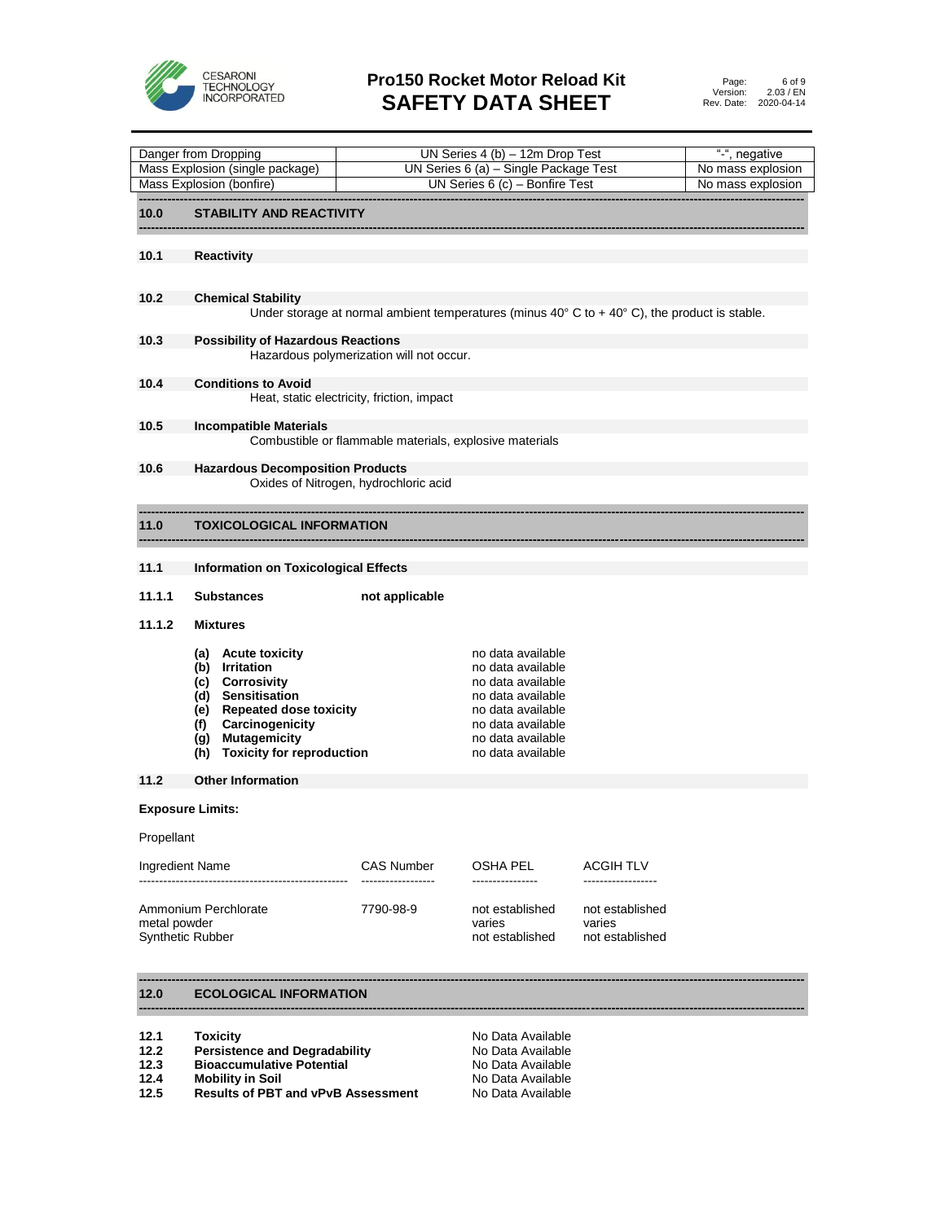| Danger from Dropping | UN Series 4 (b) – 12m Drop Test | "-", negative |
|---|---|---|
| Mass Explosion (single package) | UN Series 6 (a) – Single Package Test | No mass explosion |
| Mass Explosion (bonfire) | UN Series 6 (c) – Bonfire Test | No mass explosion |

## 10.0 STABILITY AND REACTIVITY

### 10.1 Reactivity

### 10.2 Chemical Stability

Under storage at normal ambient temperatures (minus 40° C to + 40° C), the product is stable.

### 10.3 Possibility of Hazardous Reactions

Hazardous polymerization will not occur.

### 10.4 Conditions to Avoid

Heat, static electricity, friction, impact

### 10.5 Incompatible Materials

Combustible or flammable materials, explosive materials

### 10.6 Hazardous Decomposition Products

Oxides of Nitrogen, hydrochloric acid

## 11.0 TOXICOLOGICAL INFORMATION

### 11.1 Information on Toxicological Effects

**11.1.1 Substances** **not applicable**

**11.1.2 Mixtures**

| | |
|---|---|
| **(a) Acute toxicity** | no data available |
| **(b) Irritation** | no data available |
| **(c) Corrosivity** | no data available |
| **(d) Sensitisation** | no data available |
| **(e) Repeated dose toxicity** | no data available |
| **(f) Carcinogenicity** | no data available |
| **(g) Mutagemicity** | no data available |
| **(h) Toxicity for reproduction** | no data available |

### 11.2 Other Information

**Exposure Limits:**

Propellant

| Ingredient Name | CAS Number | OSHA PEL | ACGIH TLV |
|---|---|---|---|
| Ammonium Perchlorate | 7790-98-9 | not established | not established |
| metal powder | | varies | varies |
| Synthetic Rubber | | not established | not established |

## 12.0 ECOLOGICAL INFORMATION

| | | |
|---|---|---|
| **12.1** | **Toxicity** | No Data Available |
| **12.2** | **Persistence and Degradability** | No Data Available |
| **12.3** | **Bioaccumulative Potential** | No Data Available |
| **12.4** | **Mobility in Soil** | No Data Available |
| **12.5** | **Results of PBT and vPvB Assessment** | No Data Available |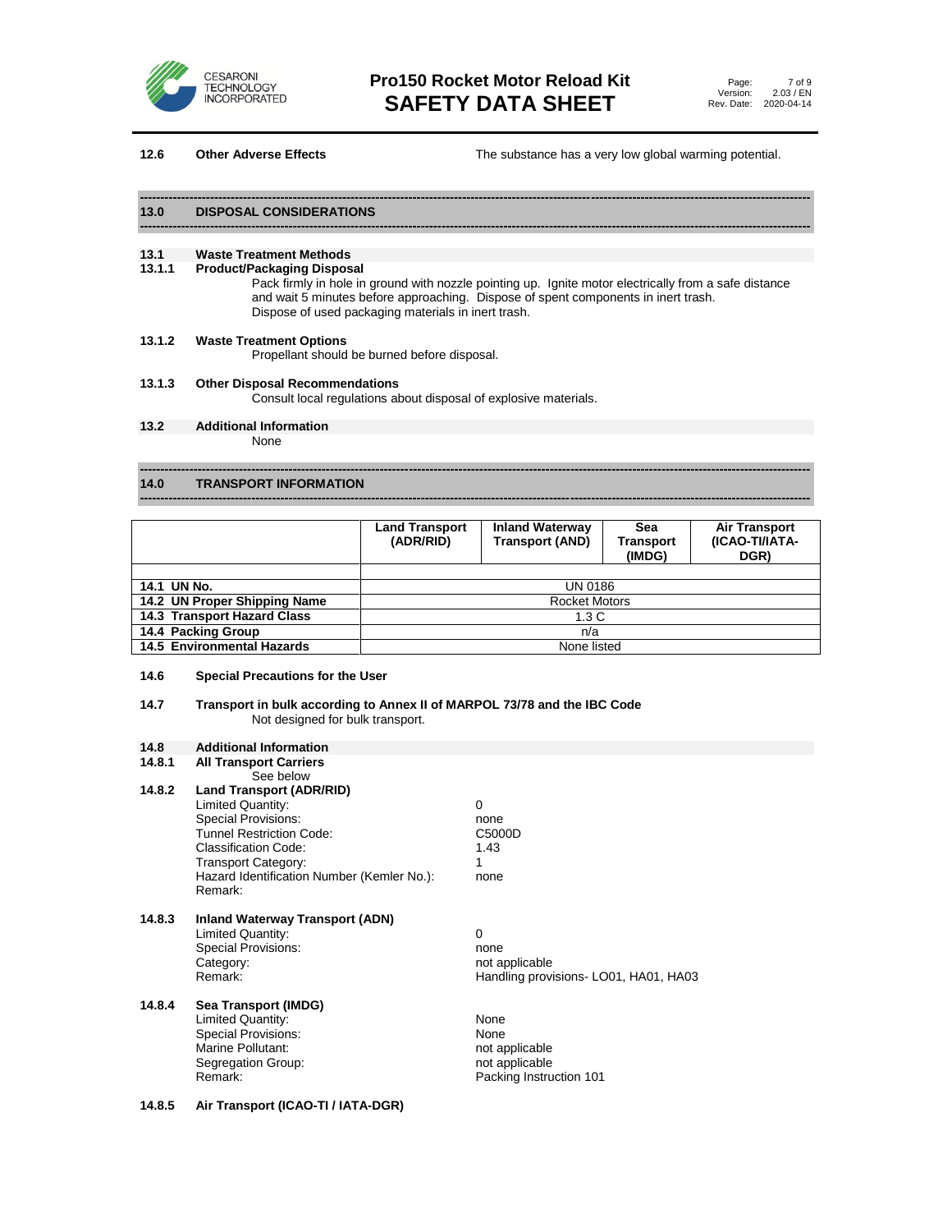**12.6 Other Adverse Effects** The substance has a very low global warming potential.

## 13.0 DISPOSAL CONSIDERATIONS

### 13.1 Waste Treatment Methods

**13.1.1 Product/Packaging Disposal**

Pack firmly in hole in ground with nozzle pointing up. Ignite motor electrically from a safe distance and wait 5 minutes before approaching. Dispose of spent components in inert trash. Dispose of used packaging materials in inert trash.

**13.1.2 Waste Treatment Options**

Propellant should be burned before disposal.

**13.1.3 Other Disposal Recommendations**

Consult local regulations about disposal of explosive materials.

### 13.2 Additional Information

None

## 14.0 TRANSPORT INFORMATION

| | Land Transport (ADR/RID) | Inland Waterway Transport (AND) | Sea Transport (IMDG) | Air Transport (ICAO-TI/IATA-DGR) |
|---|---|---|---|---|
| | | | | |
| **14.1 UN No.** | UN 0186 | | | |
| **14.2 UN Proper Shipping Name** | Rocket Motors | | | |
| **14.3 Transport Hazard Class** | 1.3 C | | | |
| **14.4 Packing Group** | n/a | | | |
| **14.5 Environmental Hazards** | None listed | | | |

### 14.6 Special Precautions for the User

### 14.7 Transport in bulk according to Annex II of MARPOL 73/78 and the IBC Code

Not designed for bulk transport.

### 14.8 Additional Information

**14.8.1 All Transport Carriers**

See below

**14.8.2 Land Transport (ADR/RID)**

| | |
|---|---|
| Limited Quantity: | 0 |
| Special Provisions: | none |
| Tunnel Restriction Code: | C5000D |
| Classification Code: | 1.43 |
| Transport Category: | 1 |
| Hazard Identification Number (Kemler No.): | none |
| Remark: | |

**14.8.3 Inland Waterway Transport (ADN)**

| | |
|---|---|
| Limited Quantity: | 0 |
| Special Provisions: | none |
| Category: | not applicable |
| Remark: | Handling provisions- LO01, HA01, HA03 |

**14.8.4 Sea Transport (IMDG)**

| | |
|---|---|
| Limited Quantity: | None |
| Special Provisions: | None |
| Marine Pollutant: | not applicable |
| Segregation Group: | not applicable |
| Remark: | Packing Instruction 101 |

**14.8.5 Air Transport (ICAO-TI / IATA-DGR)**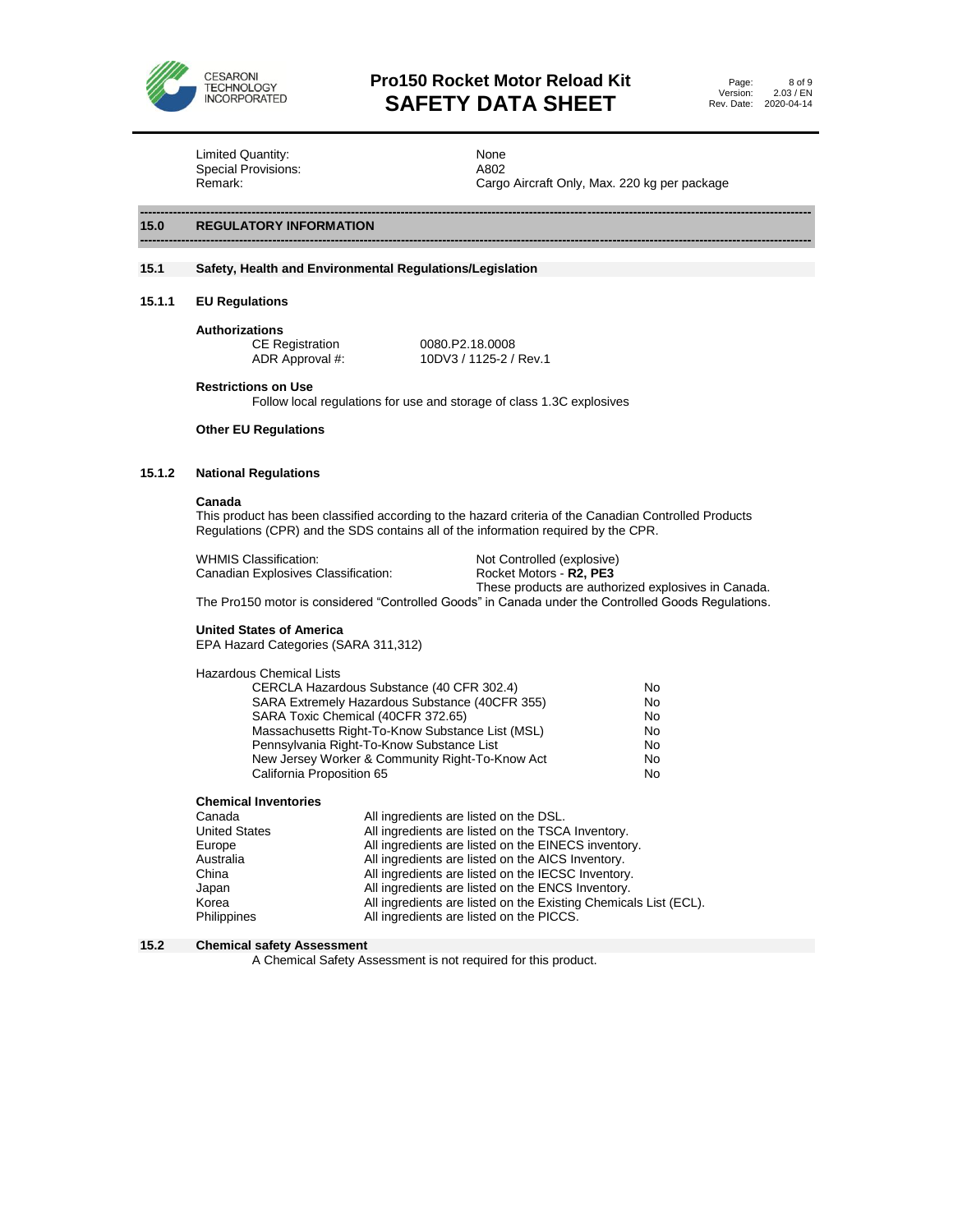| | |
|---|---|
| Limited Quantity: | None |
| Special Provisions: | A802 |
| Remark: | Cargo Aircraft Only, Max. 220 kg per package |

## 15.0 REGULATORY INFORMATION

### 15.1 Safety, Health and Environmental Regulations/Legislation

#### 15.1.1 EU Regulations

**Authorizations**

| | |
|---|---|
| CE Registration | 0080.P2.18.0008 |
| ADR Approval #: | 10DV3 / 1125-2 / Rev.1 |

**Restrictions on Use**

Follow local regulations for use and storage of class 1.3C explosives

**Other EU Regulations**

#### 15.1.2 National Regulations

**Canada**

This product has been classified according to the hazard criteria of the Canadian Controlled Products Regulations (CPR) and the SDS contains all of the information required by the CPR.

| | |
|---|---|
| WHMIS Classification: | Not Controlled (explosive) |
| Canadian Explosives Classification: | Rocket Motors - **R2, PE3** |
| | These products are authorized explosives in Canada. |

The Pro150 motor is considered "Controlled Goods" in Canada under the Controlled Goods Regulations.

**United States of America**

EPA Hazard Categories (SARA 311,312)

Hazardous Chemical Lists

| | |
|---|---|
| CERCLA Hazardous Substance (40 CFR 302.4) | No |
| SARA Extremely Hazardous Substance (40CFR 355) | No |
| SARA Toxic Chemical (40CFR 372.65) | No |
| Massachusetts Right-To-Know Substance List (MSL) | No |
| Pennsylvania Right-To-Know Substance List | No |
| New Jersey Worker & Community Right-To-Know Act | No |
| California Proposition 65 | No |

**Chemical Inventories**

| | |
|---|---|
| Canada | All ingredients are listed on the DSL. |
| United States | All ingredients are listed on the TSCA Inventory. |
| Europe | All ingredients are listed on the EINECS inventory. |
| Australia | All ingredients are listed on the AICS Inventory. |
| China | All ingredients are listed on the IECSC Inventory. |
| Japan | All ingredients are listed on the ENCS Inventory. |
| Korea | All ingredients are listed on the Existing Chemicals List (ECL). |
| Philippines | All ingredients are listed on the PICCS. |

### 15.2 Chemical safety Assessment

A Chemical Safety Assessment is not required for this product.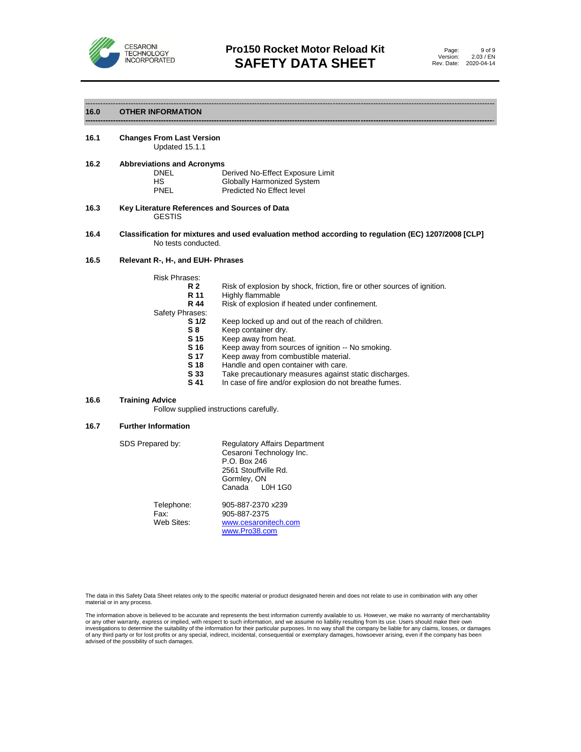## 16.0 OTHER INFORMATION

**16.1 Changes From Last Version**

Updated 15.1.1

**16.2 Abbreviations and Acronyms**

| | |
|---|---|
| DNEL | Derived No-Effect Exposure Limit |
| HS | Globally Harmonized System |
| PNEL | Predicted No Effect level |

**16.3 Key Literature References and Sources of Data**

GESTIS

**16.4 Classification for mixtures and used evaluation method according to regulation (EC) 1207/2008 [CLP]**

No tests conducted.

**16.5 Relevant R-, H-, and EUH- Phrases**

Risk Phrases:

| | |
|---|---|
| **R 2** | Risk of explosion by shock, friction, fire or other sources of ignition. |
| **R 11** | Highly flammable |
| **R 44** | Risk of explosion if heated under confinement. |

Safety Phrases:

| | |
|---|---|
| **S 1/2** | Keep locked up and out of the reach of children. |
| **S 8** | Keep container dry. |
| **S 15** | Keep away from heat. |
| **S 16** | Keep away from sources of ignition -- No smoking. |
| **S 17** | Keep away from combustible material. |
| **S 18** | Handle and open container with care. |
| **S 33** | Take precautionary measures against static discharges. |
| **S 41** | In case of fire and/or explosion do not breathe fumes. |

**16.6 Training Advice**

Follow supplied instructions carefully.

**16.7 Further Information**

SDS Prepared by:

Regulatory Affairs Department
Cesaroni Technology Inc.
P.O. Box 246
2561 Stouffville Rd.
Gormley, ON
Canada L0H 1G0

| | |
|---|---|
| Telephone: | 905-887-2370 x239 |
| Fax: | 905-887-2375 |
| Web Sites: | www.cesaronitech.com<br>www.Pro38.com |

The data in this Safety Data Sheet relates only to the specific material or product designated herein and does not relate to use in combination with any other material or in any process.

The information above is believed to be accurate and represents the best information currently available to us. However, we make no warranty of merchantability or any other warranty, express or implied, with respect to such information, and we assume no liability resulting from its use. Users should make their own investigations to determine the suitability of the information for their particular purposes. In no way shall the company be liable for any claims, losses, or damages of any third party or for lost profits or any special, indirect, incidental, consequential or exemplary damages, howsoever arising, even if the company has been advised of the possibility of such damages.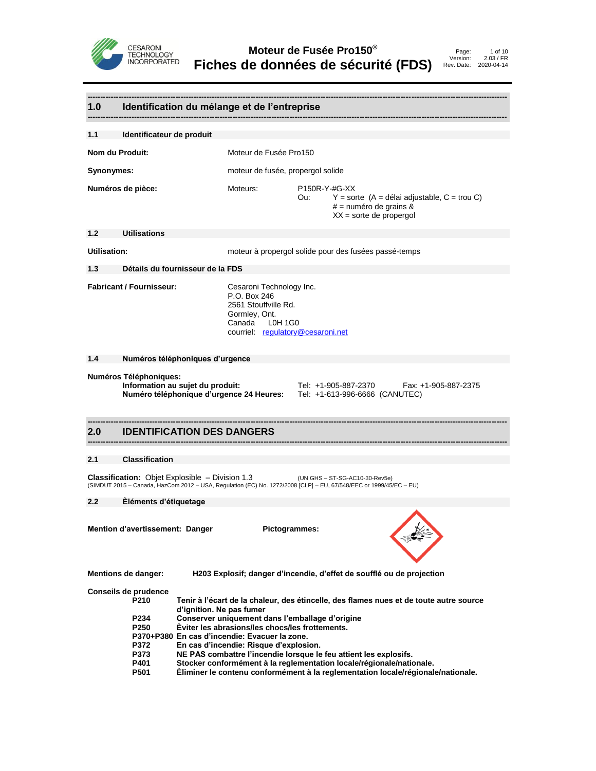# Moteur de Fusée Pro150®
# Fiches de données de sécurité (FDS)

## 1.0 Identification du mélange et de l'entreprise

### 1.1 Identificateur de produit

**Nom du Produit:** Moteur de Fusée Pro150

**Synonymes:** moteur de fusée, propergol solide

**Numéros de pièce:** Moteurs: P150R-Y-#G-XX
Ou: Y = sorte (A = délai adjustable, C = trou C)
# = numéro de grains &
XX = sorte de propergol

### 1.2 Utilisations

**Utilisation:** moteur à propergol solide pour des fusées passé-temps

### 1.3 Détails du fournisseur de la FDS

**Fabricant / Fournisseur:**
Cesaroni Technology Inc.
P.O. Box 246
2561 Stouffville Rd.
Gormley, Ont.
Canada L0H 1G0
courriel: regulatory@cesaroni.net

### 1.4 Numéros téléphoniques d'urgence

**Numéros Téléphoniques:**

**Information au sujet du produit:** Tel: +1-905-887-2370 Fax: +1-905-887-2375

**Numéro téléphonique d'urgence 24 Heures:** Tel: +1-613-996-6666 (CANUTEC)

## 2.0 IDENTIFICATION DES DANGERS

### 2.1 Classification

**Classification:** Objet Explosible – Division 1.3 (UN GHS – ST-SG-AC10-30-Rev5e)
(SIMDUT 2015 – Canada, HazCom 2012 – USA, Regulation (EC) No. 1272/2008 [CLP] – EU, 67/548/EEC or 1999/45/EC – EU)

### 2.2 Èléments d'étiquetage

**Mention d'avertissement: Danger** **Pictogrammes:**

**Mentions de danger:** **H203 Explosif; danger d'incendie, d'effet de soufflé ou de projection**

**Conseils de prudence**

| | |
|---|---|
| **P210** | **Tenir à l'écart de la chaleur, des étincelle, des flames nues et de toute autre source d'ignition. Ne pas fumer** |
| **P234** | **Conserver uniquement dans l'emballage d'origine** |
| **P250** | **Èviter les abrasions/les chocs/les frottements.** |
| **P370+P380** | **En cas d'incendie: Evacuer la zone.** |
| **P372** | **En cas d'incendie: Risque d'explosion.** |
| **P373** | **NE PAS combattre l'incendie lorsque le feu attient les explosifs.** |
| **P401** | **Stocker conformément à la reglementation locale/régionale/nationale.** |
| **P501** | **Èliminer le contenu conformément à la reglementation locale/régionale/nationale.** |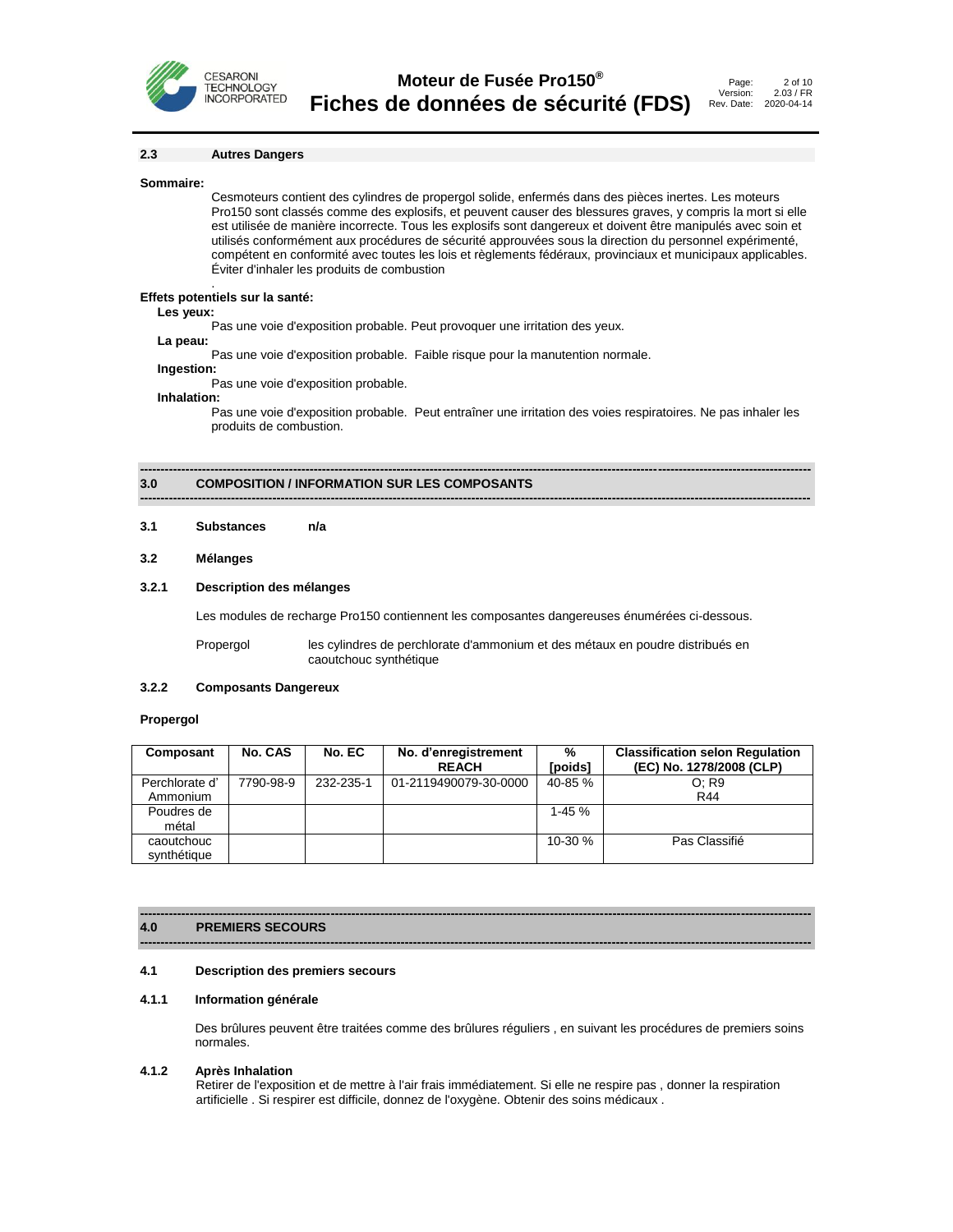### 2.3 Autres Dangers

**Sommaire:**

Cesmoteurs contient des cylindres de propergol solide, enfermés dans des pièces inertes. Les moteurs Pro150 sont classés comme des explosifs, et peuvent causer des blessures graves, y compris la mort si elle est utilisée de manière incorrecte. Tous les explosifs sont dangereux et doivent être manipulés avec soin et utilisés conformément aux procédures de sécurité approuvées sous la direction du personnel expérimenté, compétent en conformité avec toutes les lois et règlements fédéraux, provinciaux et municipaux applicables. Éviter d'inhaler les produits de combustion

.

**Effets potentiels sur la santé:**

**Les yeux:**

Pas une voie d'exposition probable. Peut provoquer une irritation des yeux.

**La peau:**

Pas une voie d'exposition probable. Faible risque pour la manutention normale.

**Ingestion:**

Pas une voie d'exposition probable.

**Inhalation:**

Pas une voie d'exposition probable. Peut entraîner une irritation des voies respiratoires. Ne pas inhaler les produits de combustion.

## 3.0 COMPOSITION / INFORMATION SUR LES COMPOSANTS

### 3.1 Substances n/a

### 3.2 Mélanges

#### 3.2.1 Description des mélanges

Les modules de recharge Pro150 contiennent les composantes dangereuses énumérées ci-dessous.

Propergol — les cylindres de perchlorate d'ammonium et des métaux en poudre distribués en caoutchouc synthétique

#### 3.2.2 Composants Dangereux

**Propergol**

| Composant | No. CAS | No. EC | No. d'enregistrement REACH | % [poids] | Classification selon Regulation (EC) No. 1278/2008 (CLP) |
|---|---|---|---|---|---|
| Perchlorate d' Ammonium | 7790-98-9 | 232-235-1 | 01-2119490079-30-0000 | 40-85 % | O; R9<br>R44 |
| Poudres de métal | | | | 1-45 % | |
| caoutchouc synthétique | | | | 10-30 % | Pas Classifié |

## 4.0 PREMIERS SECOURS

### 4.1 Description des premiers secours

#### 4.1.1 Information générale

Des brûlures peuvent être traitées comme des brûlures réguliers , en suivant les procédures de premiers soins normales.

#### 4.1.2 Après Inhalation

Retirer de l'exposition et de mettre à l'air frais immédiatement. Si elle ne respire pas , donner la respiration artificielle . Si respirer est difficile, donnez de l'oxygène. Obtenir des soins médicaux .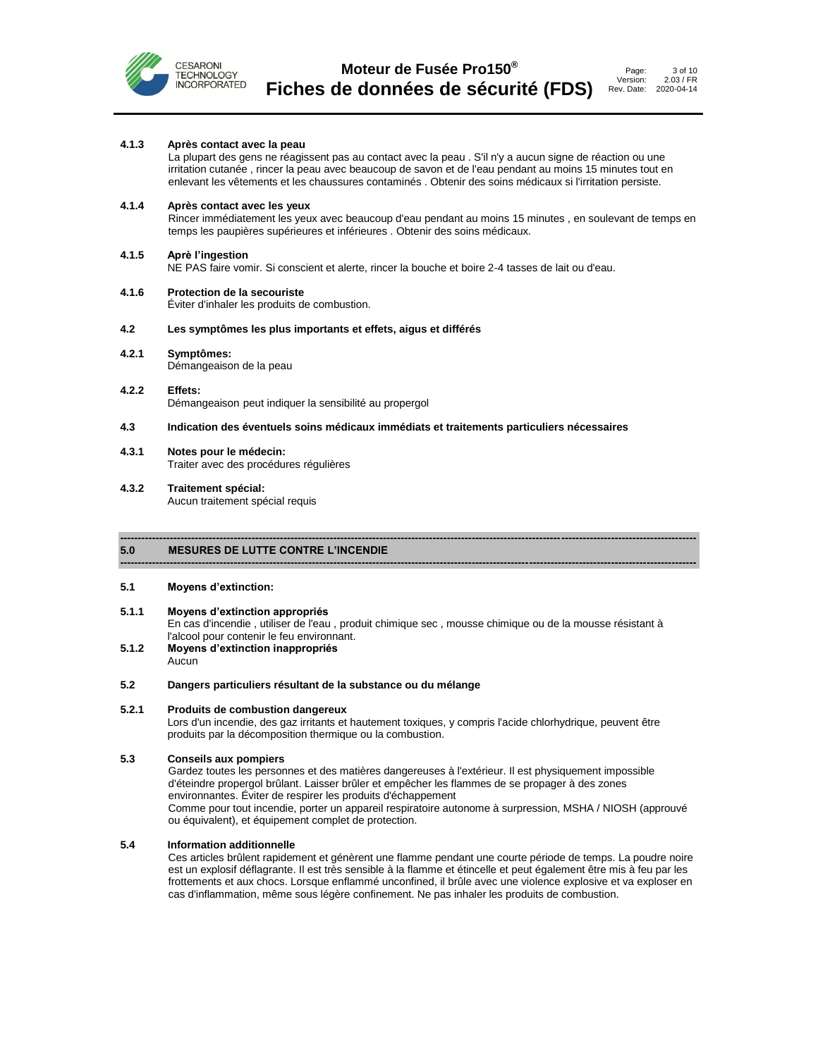**4.1.3 Après contact avec la peau**

La plupart des gens ne réagissent pas au contact avec la peau . S'il n'y a aucun signe de réaction ou une irritation cutanée , rincer la peau avec beaucoup de savon et de l'eau pendant au moins 15 minutes tout en enlevant les vêtements et les chaussures contaminés . Obtenir des soins médicaux si l'irritation persiste.

**4.1.4 Après contact avec les yeux**

Rincer immédiatement les yeux avec beaucoup d'eau pendant au moins 15 minutes , en soulevant de temps en temps les paupières supérieures et inférieures . Obtenir des soins médicaux.

**4.1.5 Aprè l'ingestion**

NE PAS faire vomir. Si conscient et alerte, rincer la bouche et boire 2-4 tasses de lait ou d'eau.

**4.1.6 Protection de la secouriste**

Éviter d'inhaler les produits de combustion.

**4.2 Les symptômes les plus importants et effets, aigus et différés**

**4.2.1 Symptômes:**

Démangeaison de la peau

**4.2.2 Effets:**

Démangeaison peut indiquer la sensibilité au propergol

**4.3 Indication des éventuels soins médicaux immédiats et traitements particuliers nécessaires**

**4.3.1 Notes pour le médecin:**

Traiter avec des procédures régulières

**4.3.2 Traitement spécial:**

Aucun traitement spécial requis

## 5.0 MESURES DE LUTTE CONTRE L'INCENDIE

**5.1 Moyens d'extinction:**

**5.1.1 Moyens d'extinction appropriés**

En cas d'incendie , utiliser de l'eau , produit chimique sec , mousse chimique ou de la mousse résistant à l'alcool pour contenir le feu environnant.

**5.1.2 Moyens d'extinction inappropriés**

Aucun

**5.2 Dangers particuliers résultant de la substance ou du mélange**

**5.2.1 Produits de combustion dangereux**

Lors d'un incendie, des gaz irritants et hautement toxiques, y compris l'acide chlorhydrique, peuvent être produits par la décomposition thermique ou la combustion.

**5.3 Conseils aux pompiers**

Gardez toutes les personnes et des matières dangereuses à l'extérieur. Il est physiquement impossible d'éteindre propergol brûlant. Laisser brûler et empêcher les flammes de se propager à des zones environnantes. Éviter de respirer les produits d'échappement

Comme pour tout incendie, porter un appareil respiratoire autonome à surpression, MSHA / NIOSH (approuvé ou équivalent), et équipement complet de protection.

**5.4 Information additionnelle**

Ces articles brûlent rapidement et génèrent une flamme pendant une courte période de temps. La poudre noire est un explosif déflagrante. Il est très sensible à la flamme et étincelle et peut également être mis à feu par les frottements et aux chocs. Lorsque enflammé unconfined, il brûle avec une violence explosive et va exploser en cas d'inflammation, même sous légère confinement. Ne pas inhaler les produits de combustion.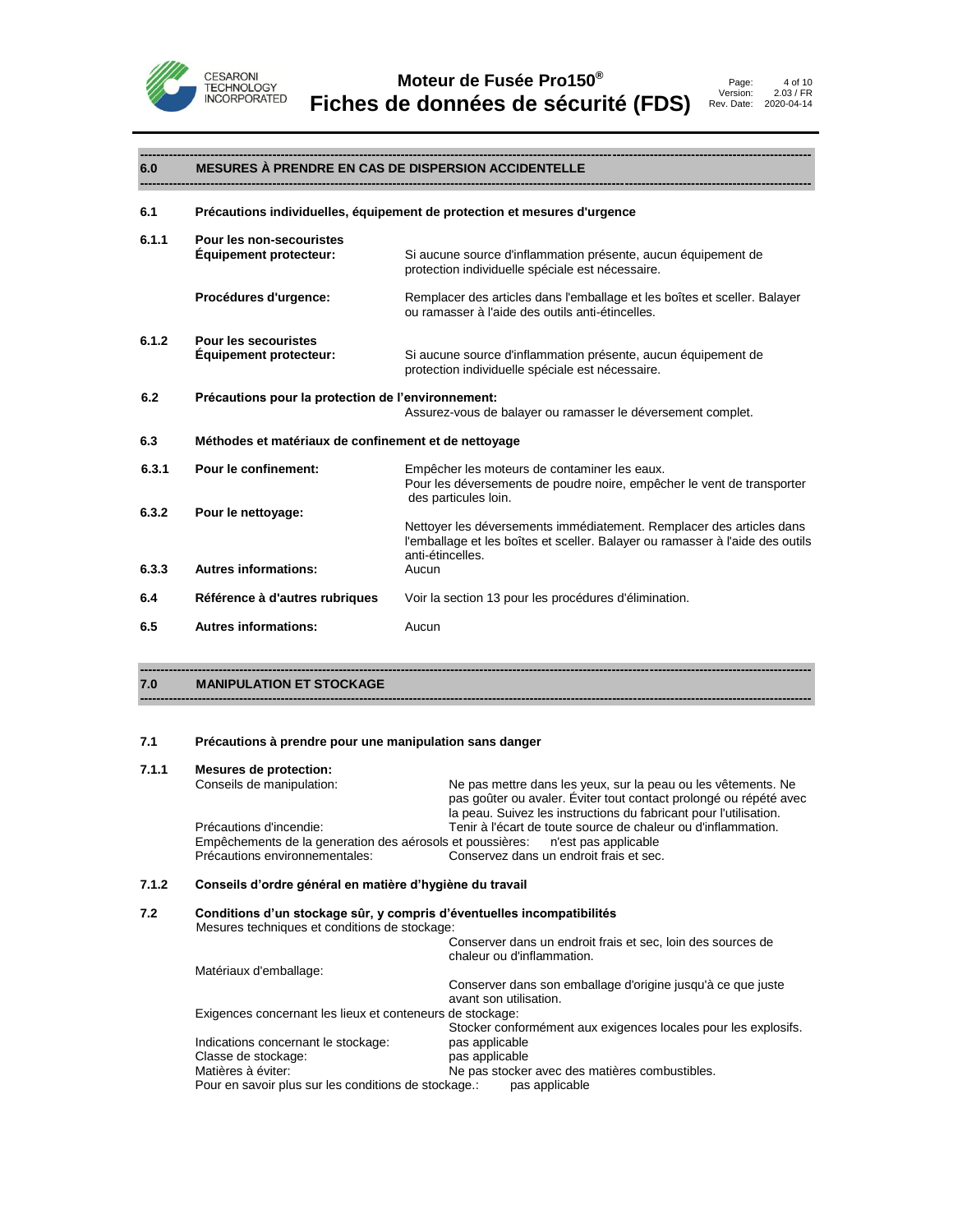## 6.0 MESURES À PRENDRE EN CAS DE DISPERSION ACCIDENTELLE

**6.1 Précautions individuelles, équipement de protection et mesures d'urgence**

**6.1.1 Pour les non-secouristes**

| | |
|---|---|
| **Équipement protecteur:** | Si aucune source d'inflammation présente, aucun équipement de protection individuelle spéciale est nécessaire. |
| **Procédures d'urgence:** | Remplacer des articles dans l'emballage et les boîtes et sceller. Balayer ou ramasser à l'aide des outils anti-étincelles. |

**6.1.2 Pour les secouristes**

| | |
|---|---|
| **Équipement protecteur:** | Si aucune source d'inflammation présente, aucun équipement de protection individuelle spéciale est nécessaire. |

**6.2 Précautions pour la protection de l'environnement:**
Assurez-vous de balayer ou ramasser le déversement complet.

**6.3 Méthodes et matériaux de confinement et de nettoyage**

| | | |
|---|---|---|
| **6.3.1** | **Pour le confinement:** | Empêcher les moteurs de contaminer les eaux. Pour les déversements de poudre noire, empêcher le vent de transporter des particules loin. |
| **6.3.2** | **Pour le nettoyage:** | Nettoyer les déversements immédiatement. Remplacer des articles dans l'emballage et les boîtes et sceller. Balayer ou ramasser à l'aide des outils anti-étincelles. |
| **6.3.3** | **Autres informations:** | Aucun |
| **6.4** | **Référence à d'autres rubriques** | Voir la section 13 pour les procédures d'élimination. |
| **6.5** | **Autres informations:** | Aucun |

## 7.0 MANIPULATION ET STOCKAGE

**7.1 Précautions à prendre pour une manipulation sans danger**

**7.1.1 Mesures de protection:**

| | |
|---|---|
| Conseils de manipulation: | Ne pas mettre dans les yeux, sur la peau ou les vêtements. Ne pas goûter ou avaler. Éviter tout contact prolongé ou répété avec la peau. Suivez les instructions du fabricant pour l'utilisation. |
| Précautions d'incendie: | Tenir à l'écart de toute source de chaleur ou d'inflammation. |
| Empêchements de la generation des aérosols et poussières: | n'est pas applicable |
| Précautions environnementales: | Conservez dans un endroit frais et sec. |

**7.1.2 Conseils d'ordre général en matière d'hygiène du travail**

**7.2 Conditions d'un stockage sûr, y compris d'éventuelles incompatibilités**

| | |
|---|---|
| Mesures techniques et conditions de stockage: | Conserver dans un endroit frais et sec, loin des sources de chaleur ou d'inflammation. |
| Matériaux d'emballage: | Conserver dans son emballage d'origine jusqu'à ce que juste avant son utilisation. |
| Exigences concernant les lieux et conteneurs de stockage: | Stocker conformément aux exigences locales pour les explosifs. |
| Indications concernant le stockage: | pas applicable |
| Classe de stockage: | pas applicable |
| Matières à éviter: | Ne pas stocker avec des matières combustibles. |
| Pour en savoir plus sur les conditions de stockage.: | pas applicable |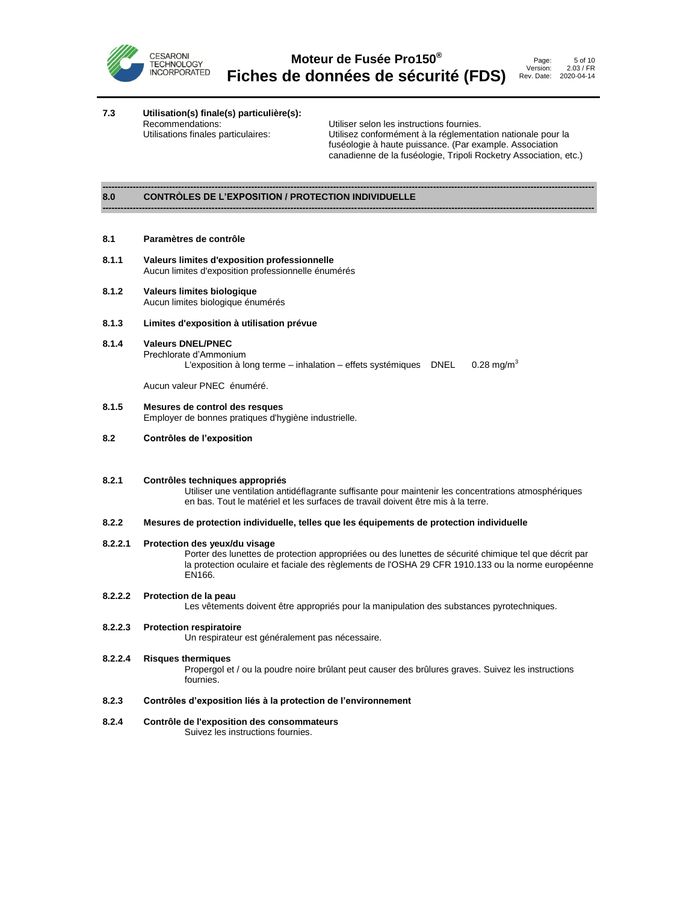**7.3 Utilisation(s) finale(s) particulière(s):**

Recommendations: Utiliser selon les instructions fournies.

Utilisations finales particulaires: Utilisez conformément à la réglementation nationale pour la fuséologie à haute puissance. (Par example. Association canadienne de la fuséologie, Tripoli Rocketry Association, etc.)

## 8.0 CONTRÒLES DE L'EXPOSITION / PROTECTION INDIVIDUELLE

### 8.1 Paramètres de contrôle

**8.1.1 Valeurs limites d'exposition professionnelle**

Aucun limites d'exposition professionnelle énumérés

**8.1.2 Valeurs limites biologique**

Aucun limites biologique énumérés

**8.1.3 Limites d'exposition à utilisation prévue**

**8.1.4 Valeurs DNEL/PNEC**

Prechlorate d'Ammonium

L'exposition à long terme – inhalation – effets systémiques DNEL 0.28 mg/m$^3$

Aucun valeur PNEC énuméré.

**8.1.5 Mesures de control des resques**

Employer de bonnes pratiques d'hygiène industrielle.

### 8.2 Contrôles de l'exposition

**8.2.1 Contrôles techniques appropriés**

Utiliser une ventilation antidéflagrante suffisante pour maintenir les concentrations atmosphériques en bas. Tout le matériel et les surfaces de travail doivent être mis à la terre.

**8.2.2 Mesures de protection individuelle, telles que les équipements de protection individuelle**

**8.2.2.1 Protection des yeux/du visage**

Porter des lunettes de protection appropriées ou des lunettes de sécurité chimique tel que décrit par la protection oculaire et faciale des règlements de l'OSHA 29 CFR 1910.133 ou la norme européenne EN166.

**8.2.2.2 Protection de la peau**

Les vêtements doivent être appropriés pour la manipulation des substances pyrotechniques.

**8.2.2.3 Protection respiratoire**

Un respirateur est généralement pas nécessaire.

**8.2.2.4 Risques thermiques**

Propergol et / ou la poudre noire brûlant peut causer des brûlures graves. Suivez les instructions fournies.

**8.2.3 Contrôles d'exposition liés à la protection de l'environnement**

**8.2.4 Contrôle de l'exposition des consommateurs**

Suivez les instructions fournies.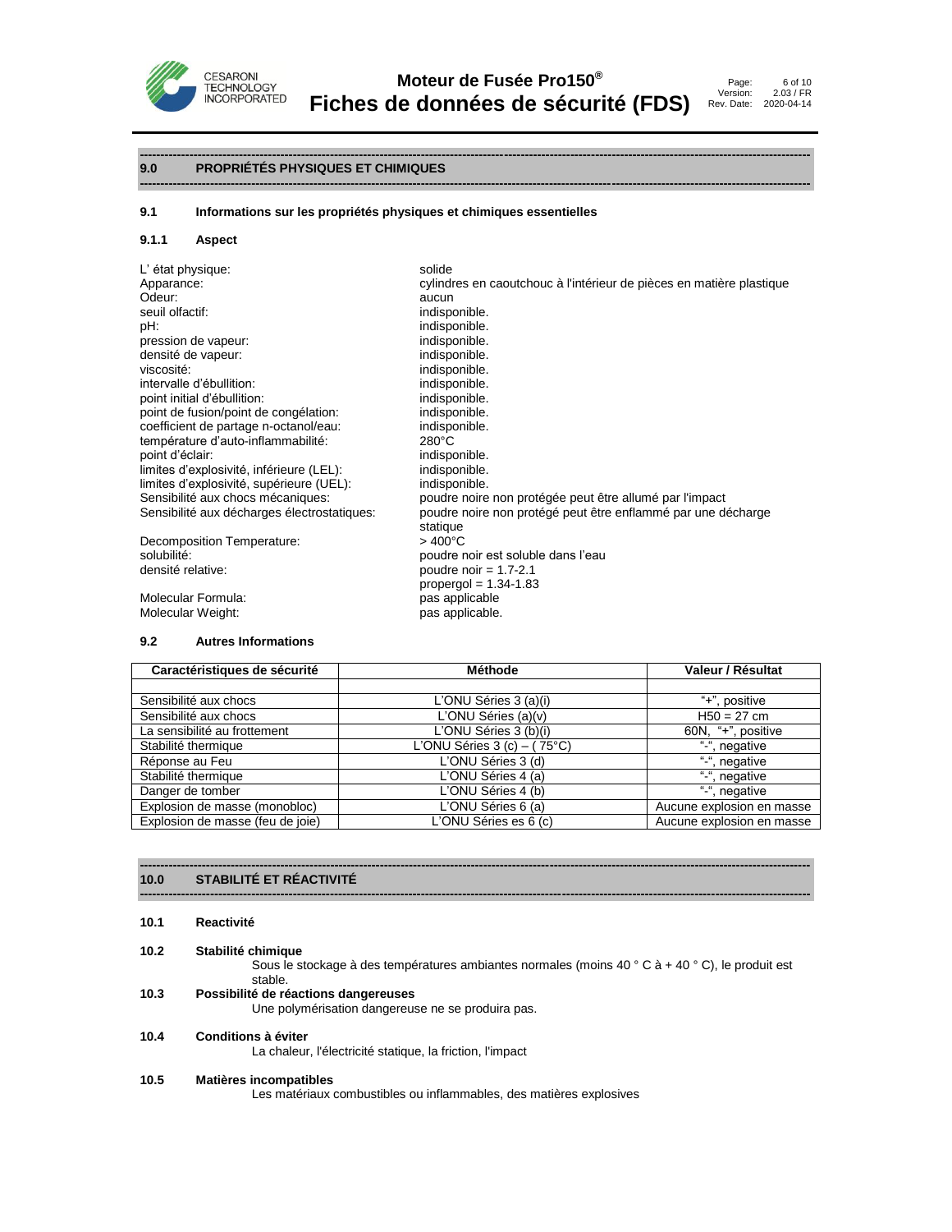## 9.0 PROPRIÉTÉS PHYSIQUES ET CHIMIQUES

### 9.1 Informations sur les propriétés physiques et chimiques essentielles

#### 9.1.1 Aspect

| | |
|---|---|
| L' état physique: | solide |
| Apparance: | cylindres en caoutchouc à l'intérieur de pièces en matière plastique |
| Odeur: | aucun |
| seuil olfactif: | indisponible. |
| pH: | indisponible. |
| pression de vapeur: | indisponible. |
| densité de vapeur: | indisponible. |
| viscosité: | indisponible. |
| intervalle d'ébullition: | indisponible. |
| point initial d'ébullition: | indisponible. |
| point de fusion/point de congélation: | indisponible. |
| coefficient de partage n-octanol/eau: | indisponible. |
| température d'auto-inflammabilité: | 280°C |
| point d'éclair: | indisponible. |
| limites d'explosivité, inférieure (LEL): | indisponible. |
| limites d'explosivité, supérieure (UEL): | indisponible. |
| Sensibilité aux chocs mécaniques: | poudre noire non protégée peut être allumé par l'impact |
| Sensibilité aux décharges électrostatiques: | poudre noire non protégé peut être enflammé par une décharge statique |
| Decomposition Temperature: | > 400°C |
| solubilité: | poudre noir est soluble dans l'eau |
| densité relative: | poudre noir = 1.7-2.1<br>propergol = 1.34-1.83 |
| Molecular Formula: | pas applicable |
| Molecular Weight: | pas applicable. |

### 9.2 Autres Informations

| Caractéristiques de sécurité | Méthode | Valeur / Résultat |
|---|---|---|
| | | |
| Sensibilité aux chocs | L'ONU Séries 3 (a)(i) | "+", positive |
| Sensibilité aux chocs | L'ONU Séries (a)(v) | H50 = 27 cm |
| La sensibilité au frottement | L'ONU Séries 3 (b)(i) | 60N, "+", positive |
| Stabilité thermique | L'ONU Séries 3 (c) – ( 75°C) | "-", negative |
| Réponse au Feu | L'ONU Séries 3 (d) | "-", negative |
| Stabilité thermique | L'ONU Séries 4 (a) | "-", negative |
| Danger de tomber | L'ONU Séries 4 (b) | "-", negative |
| Explosion de masse (monobloc) | L'ONU Séries 6 (a) | Aucune explosion en masse |
| Explosion de masse (feu de joie) | L'ONU Séries es 6 (c) | Aucune explosion en masse |

## 10.0 STABILITÉ ET RÉACTIVITÉ

### 10.1 Reactivité

### 10.2 Stabilité chimique

Sous le stockage à des températures ambiantes normales (moins 40 ° C à + 40 ° C), le produit est stable.

### 10.3 Possibilité de réactions dangereuses

Une polymérisation dangereuse ne se produira pas.

### 10.4 Conditions à éviter

La chaleur, l'électricité statique, la friction, l'impact

### 10.5 Matières incompatibles

Les matériaux combustibles ou inflammables, des matières explosives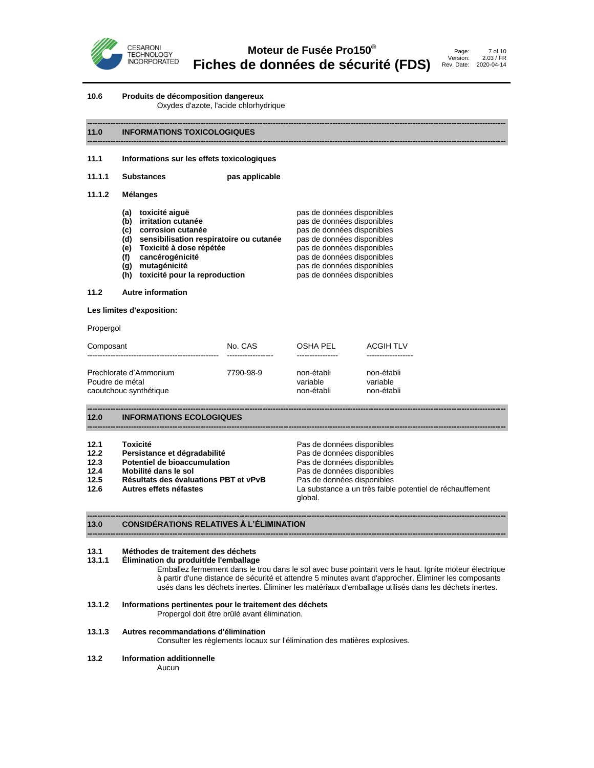**10.6 Produits de décomposition dangereux**

Oxydes d'azote, l'acide chlorhydrique

## 11.0 INFORMATIONS TOXICOLOGIQUES

**11.1 Informations sur les effets toxicologiques**

**11.1.1 Substances** **pas applicable**

**11.1.2 Mélanges**

| | |
|---|---|
| **(a) toxicité aiguë** | pas de données disponibles |
| **(b) irritation cutanée** | pas de données disponibles |
| **(c) corrosion cutanée** | pas de données disponibles |
| **(d) sensibilisation respiratoire ou cutanée** | pas de données disponibles |
| **(e) Toxicité à dose répétée** | pas de données disponibles |
| **(f) cancérogénicité** | pas de données disponibles |
| **(g) mutagénicité** | pas de données disponibles |
| **(h) toxicité pour la reproduction** | pas de données disponibles |

**11.2 Autre information**

**Les limites d'exposition:**

Propergol

| Composant | No. CAS | OSHA PEL | ACGIH TLV |
|---|---|---|---|
| Prechlorate d'Ammonium | 7790-98-9 | non-établi | non-établi |
| Poudre de métal | | variable | variable |
| caoutchouc synthétique | | non-établi | non-établi |

## 12.0 INFORMATIONS ECOLOGIQUES

| | | |
|---|---|---|
| **12.1** | **Toxicité** | Pas de données disponibles |
| **12.2** | **Persistance et dégradabilité** | Pas de données disponibles |
| **12.3** | **Potentiel de bioaccumulation** | Pas de données disponibles |
| **12.4** | **Mobilité dans le sol** | Pas de données disponibles |
| **12.5** | **Résultats des évaluations PBT et vPvB** | Pas de données disponibles |
| **12.6** | **Autres effets néfastes** | La substance a un très faible potentiel de réchauffement global. |

## 13.0 CONSIDÉRATIONS RELATIVES À L'ÉLIMINATION

**13.1 Méthodes de traitement des déchets**

**13.1.1 Élimination du produit/de l'emballage**

Emballez fermement dans le trou dans le sol avec buse pointant vers le haut. Ignite moteur électrique à partir d'une distance de sécurité et attendre 5 minutes avant d'approcher. Éliminer les composants usés dans les déchets inertes. Éliminer les matériaux d'emballage utilisés dans les déchets inertes.

**13.1.2 Informations pertinentes pour le traitement des déchets**

Propergol doit être brûlé avant élimination.

**13.1.3 Autres recommandations d'élimination**

Consulter les règlements locaux sur l'élimination des matières explosives.

**13.2 Information additionnelle**

Aucun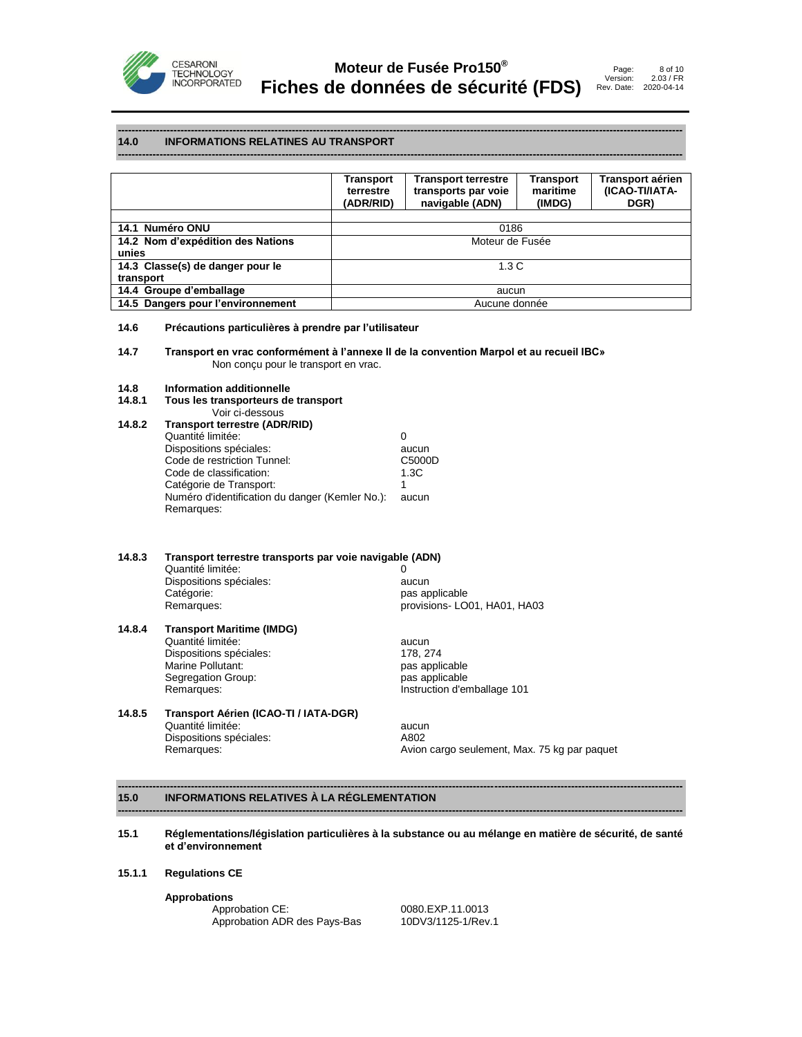## 14.0 INFORMATIONS RELATINES AU TRANSPORT

| | Transport terrestre (ADR/RID) | Transport terrestre transports par voie navigable (ADN) | Transport maritime (IMDG) | Transport aérien (ICAO-TI/IATA-DGR) |
|---|---|---|---|---|
| **14.1 Numéro ONU** | 0186 | | | |
| **14.2 Nom d'expédition des Nations unies** | Moteur de Fusée | | | |
| **14.3 Classe(s) de danger pour le transport** | 1.3 C | | | |
| **14.4 Groupe d'emballage** | aucun | | | |
| **14.5 Dangers pour l'environnement** | Aucune donnée | | | |

**14.6 Précautions particulières à prendre par l'utilisateur**

**14.7 Transport en vrac conformément à l'annexe II de la convention Marpol et au recueil IBC»**

Non conçu pour le transport en vrac.

**14.8 Information additionnelle**

**14.8.1 Tous les transporteurs de transport**

Voir ci-dessous

**14.8.2 Transport terrestre (ADR/RID)**

| | |
|---|---|
| Quantité limitée: | 0 |
| Dispositions spéciales: | aucun |
| Code de restriction Tunnel: | C5000D |
| Code de classification: | 1.3C |
| Catégorie de Transport: | 1 |
| Numéro d'identification du danger (Kemler No.): | aucun |
| Remarques: | |

**14.8.3 Transport terrestre transports par voie navigable (ADN)**

| | |
|---|---|
| Quantité limitée: | 0 |
| Dispositions spéciales: | aucun |
| Catégorie: | pas applicable |
| Remarques: | provisions- LO01, HA01, HA03 |

**14.8.4 Transport Maritime (IMDG)**

| | |
|---|---|
| Quantité limitée: | aucun |
| Dispositions spéciales: | 178, 274 |
| Marine Pollutant: | pas applicable |
| Segregation Group: | pas applicable |
| Remarques: | Instruction d'emballage 101 |

**14.8.5 Transport Aérien (ICAO-TI / IATA-DGR)**

| | |
|---|---|
| Quantité limitée: | aucun |
| Dispositions spéciales: | A802 |
| Remarques: | Avion cargo seulement, Max. 75 kg par paquet |

## 15.0 INFORMATIONS RELATIVES À LA RÉGLEMENTATION

**15.1 Réglementations/législation particulières à la substance ou au mélange en matière de sécurité, de santé et d'environnement**

**15.1.1 Regulations CE**

**Approbations**

| | |
|---|---|
| Approbation CE: | 0080.EXP.11.0013 |
| Approbation ADR des Pays-Bas | 10DV3/1125-1/Rev.1 |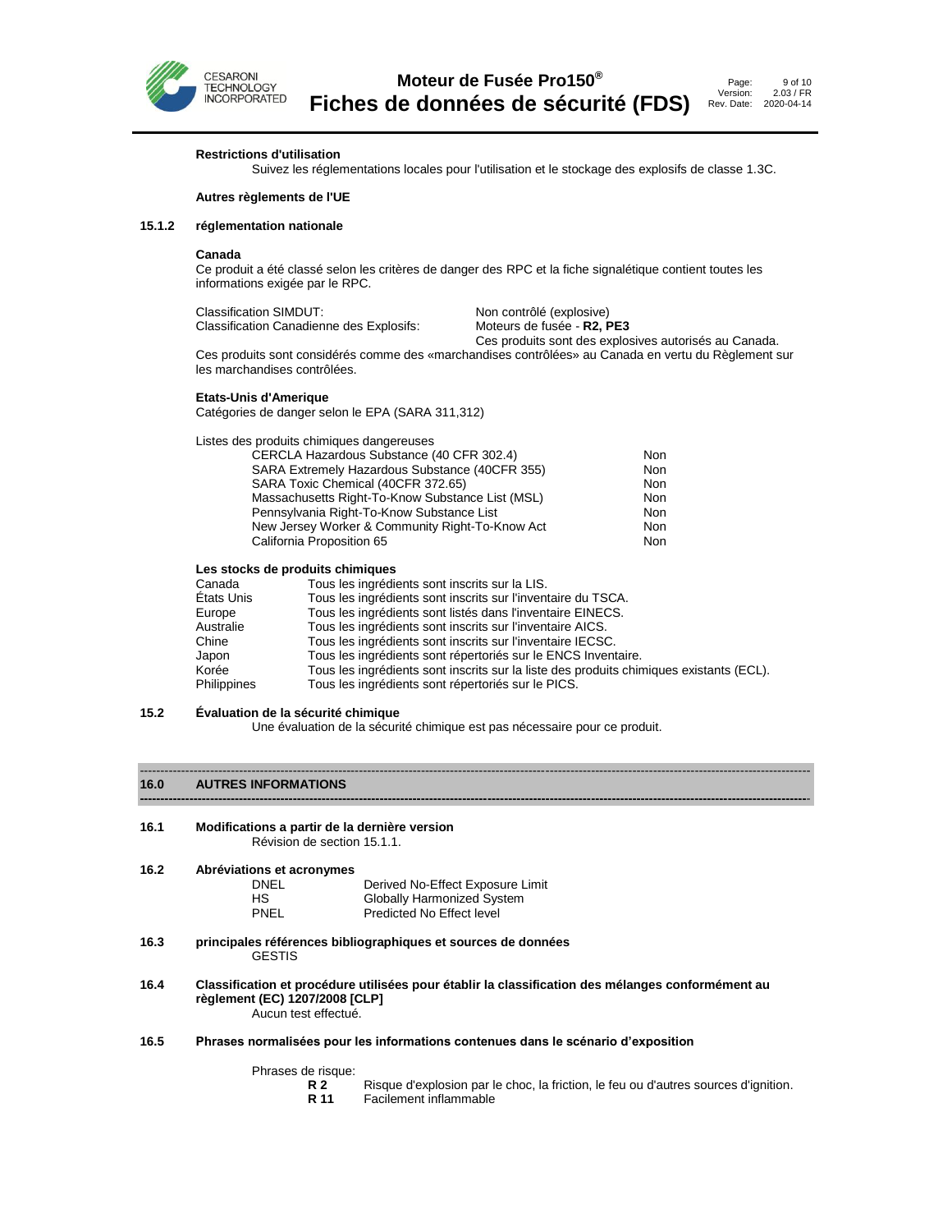**Restrictions d'utilisation**

Suivez les réglementations locales pour l'utilisation et le stockage des explosifs de classe 1.3C.

**Autres règlements de l'UE**

### 15.1.2 réglementation nationale

**Canada**

Ce produit a été classé selon les critères de danger des RPC et la fiche signalétique contient toutes les informations exigée par le RPC.

| | |
|---|---|
| Classification SIMDUT: | Non contrôlé (explosive) |
| Classification Canadienne des Explosifs: | Moteurs de fusée - **R2, PE3** |
| | Ces produits sont des explosives autorisés au Canada. |

Ces produits sont considérés comme des «marchandises contrôlées» au Canada en vertu du Règlement sur les marchandises contrôlées.

**Etats-Unis d'Amerique**

Catégories de danger selon le EPA (SARA 311,312)

Listes des produits chimiques dangereuses

| | |
|---|---|
| CERCLA Hazardous Substance (40 CFR 302.4) | Non |
| SARA Extremely Hazardous Substance (40CFR 355) | Non |
| SARA Toxic Chemical (40CFR 372.65) | Non |
| Massachusetts Right-To-Know Substance List (MSL) | Non |
| Pennsylvania Right-To-Know Substance List | Non |
| New Jersey Worker & Community Right-To-Know Act | Non |
| California Proposition 65 | Non |

**Les stocks de produits chimiques**

| | |
|---|---|
| Canada | Tous les ingrédients sont inscrits sur la LIS. |
| États Unis | Tous les ingrédients sont inscrits sur l'inventaire du TSCA. |
| Europe | Tous les ingrédients sont listés dans l'inventaire EINECS. |
| Australie | Tous les ingrédients sont inscrits sur l'inventaire AICS. |
| Chine | Tous les ingrédients sont inscrits sur l'inventaire IECSC. |
| Japon | Tous les ingrédients sont répertoriés sur le ENCS Inventaire. |
| Korée | Tous les ingrédients sont inscrits sur la liste des produits chimiques existants (ECL). |
| Philippines | Tous les ingrédients sont répertoriés sur le PICS. |

### 15.2 Évaluation de la sécurité chimique

Une évaluation de la sécurité chimique est pas nécessaire pour ce produit.

## 16.0 AUTRES INFORMATIONS

### 16.1 Modifications a partir de la dernière version

Révision de section 15.1.1.

### 16.2 Abréviations et acronymes

| | |
|---|---|
| DNEL | Derived No-Effect Exposure Limit |
| HS | Globally Harmonized System |
| PNEL | Predicted No Effect level |

### 16.3 principales références bibliographiques et sources de données

GESTIS

### 16.4 Classification et procédure utilisées pour établir la classification des mélanges conformément au règlement (EC) 1207/2008 [CLP]

Aucun test effectué.

### 16.5 Phrases normalisées pour les informations contenues dans le scénario d'exposition

Phrases de risque:

| | |
|---|---|
| **R 2** | Risque d'explosion par le choc, la friction, le feu ou d'autres sources d'ignition. |
| **R 11** | Facilement inflammable |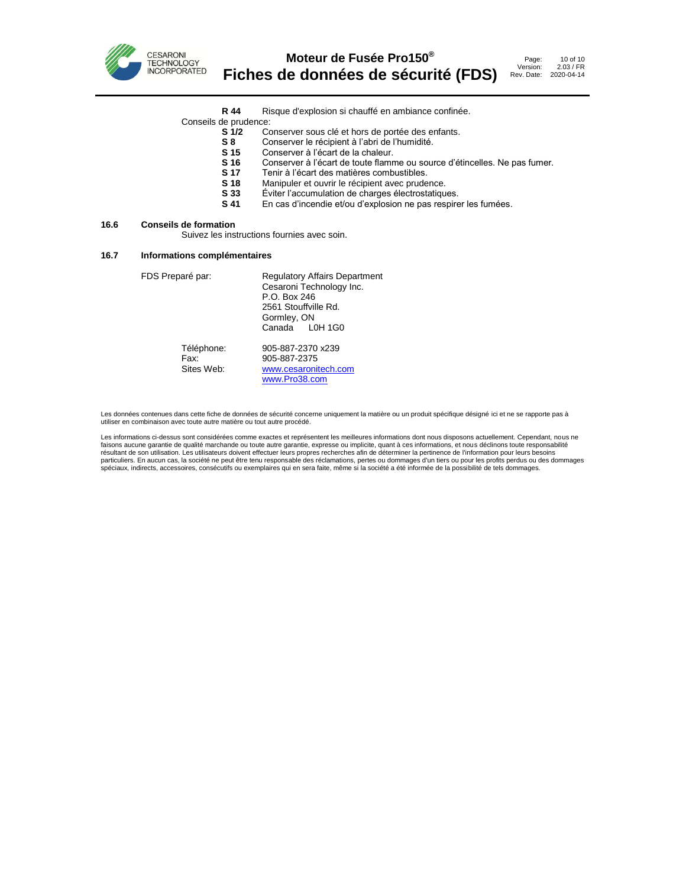**R 44** Risque d'explosion si chauffé en ambiance confinée.

Conseils de prudence:

- **S 1/2** Conserver sous clé et hors de portée des enfants.
- **S 8** Conserver le récipient à l'abri de l'humidité.
- **S 15** Conserver à l'écart de la chaleur.
- **S 16** Conserver à l'écart de toute flamme ou source d'étincelles. Ne pas fumer.
- **S 17** Tenir à l'écart des matières combustibles.
- **S 18** Manipuler et ouvrir le récipient avec prudence.
- **S 33** Éviter l'accumulation de charges électrostatiques.
- **S 41** En cas d'incendie et/ou d'explosion ne pas respirer les fumées.

### 16.6 Conseils de formation

Suivez les instructions fournies avec soin.

### 16.7 Informations complémentaires

FDS Preparé par:

Regulatory Affairs Department
Cesaroni Technology Inc.
P.O. Box 246
2561 Stouffville Rd.
Gormley, ON
Canada L0H 1G0

Téléphone: 905-887-2370 x239
Fax: 905-887-2375
Sites Web: www.cesaronitech.com
www.Pro38.com

Les données contenues dans cette fiche de données de sécurité concerne uniquement la matière ou un produit spécifique désigné ici et ne se rapporte pas à utiliser en combinaison avec toute autre matière ou tout autre procédé.

Les informations ci-dessus sont considérées comme exactes et représentent les meilleures informations dont nous disposons actuellement. Cependant, nous ne faisons aucune garantie de qualité marchande ou toute autre garantie, expresse ou implicite, quant à ces informations, et nous déclinons toute responsabilité résultant de son utilisation. Les utilisateurs doivent effectuer leurs propres recherches afin de déterminer la pertinence de l'information pour leurs besoins particuliers. En aucun cas, la société ne peut être tenu responsable des réclamations, pertes ou dommages d'un tiers ou pour les profits perdus ou des dommages spéciaux, indirects, accessoires, consécutifs ou exemplaires qui en sera faite, même si la société a été informée de la possibilité de tels dommages.